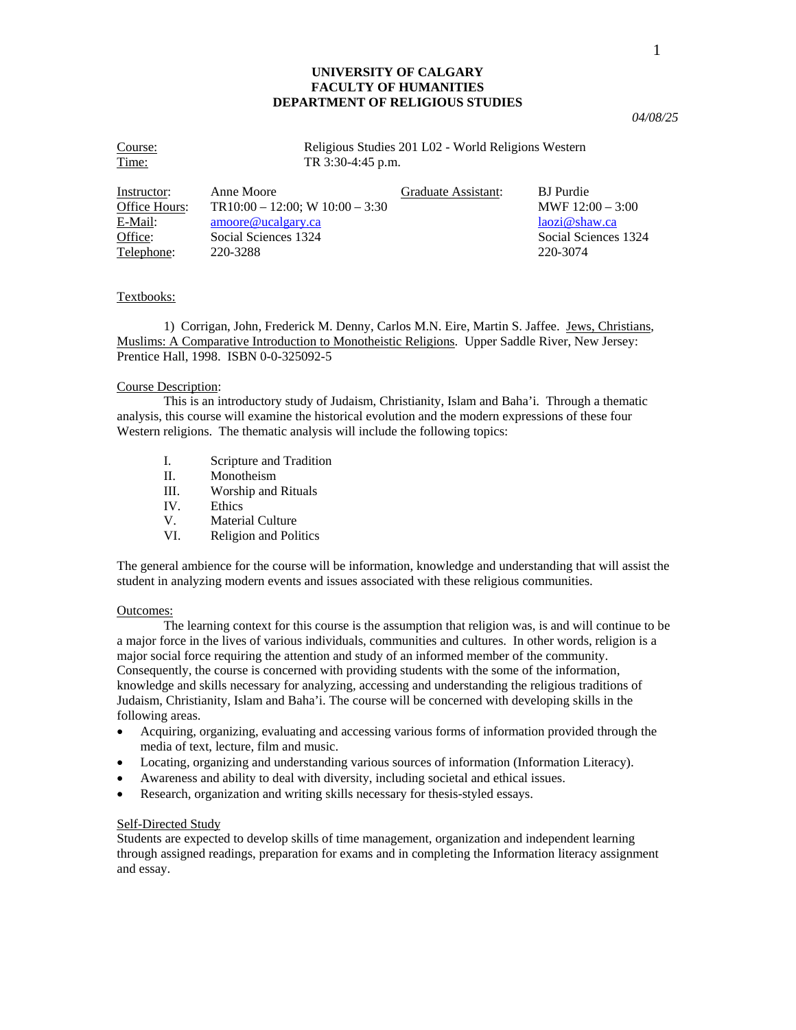**UNIVERSITY OF CALGARY**
**FACULTY OF HUMANITIES**
**DEPARTMENT OF RELIGIOUS STUDIES**

*04/08/25*

Course: Religious Studies 201 L02 - World Religions Western
Time: TR 3:30-4:45 p.m.

| | | | |
|---|---|---|---|
| Instructor: | Anne Moore | Graduate Assistant: | BJ Purdie |
| Office Hours: | TR10:00 – 12:00; W 10:00 – 3:30 | | MWF 12:00 – 3:00 |
| E-Mail: | amoore@ucalgary.ca | | laozi@shaw.ca |
| Office: | Social Sciences 1324 | | Social Sciences 1324 |
| Telephone: | 220-3288 | | 220-3074 |

Textbooks:

1) Corrigan, John, Frederick M. Denny, Carlos M.N. Eire, Martin S. Jaffee. Jews, Christians, Muslims: A Comparative Introduction to Monotheistic Religions. Upper Saddle River, New Jersey: Prentice Hall, 1998. ISBN 0-0-325092-5

Course Description:

This is an introductory study of Judaism, Christianity, Islam and Baha'i. Through a thematic analysis, this course will examine the historical evolution and the modern expressions of these four Western religions. The thematic analysis will include the following topics:

- I. Scripture and Tradition
- II. Monotheism
- III. Worship and Rituals
- IV. Ethics
- V. Material Culture
- VI. Religion and Politics

The general ambience for the course will be information, knowledge and understanding that will assist the student in analyzing modern events and issues associated with these religious communities.

Outcomes:

The learning context for this course is the assumption that religion was, is and will continue to be a major force in the lives of various individuals, communities and cultures. In other words, religion is a major social force requiring the attention and study of an informed member of the community. Consequently, the course is concerned with providing students with the some of the information, knowledge and skills necessary for analyzing, accessing and understanding the religious traditions of Judaism, Christianity, Islam and Baha'i. The course will be concerned with developing skills in the following areas.

- Acquiring, organizing, evaluating and accessing various forms of information provided through the media of text, lecture, film and music.
- Locating, organizing and understanding various sources of information (Information Literacy).
- Awareness and ability to deal with diversity, including societal and ethical issues.
- Research, organization and writing skills necessary for thesis-styled essays.

Self-Directed Study

Students are expected to develop skills of time management, organization and independent learning through assigned readings, preparation for exams and in completing the Information literacy assignment and essay.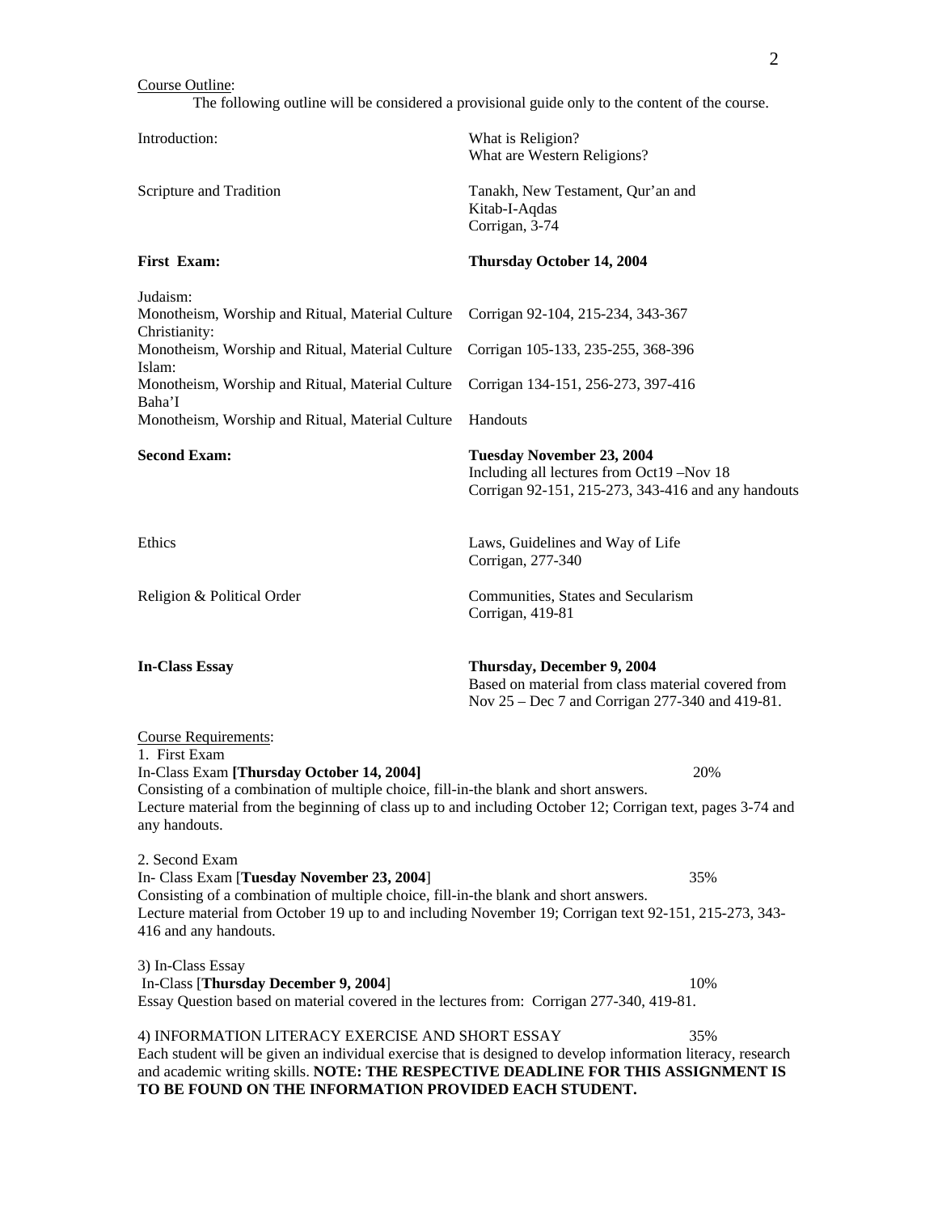Course Outline:

The following outline will be considered a provisional guide only to the content of the course.

| | |
|---|---|
| Introduction: | What is Religion?<br>What are Western Religions? |
| Scripture and Tradition | Tanakh, New Testament, Qur'an and Kitab-I-Aqdas<br>Corrigan, 3-74 |
| **First Exam:** | **Thursday October 14, 2004** |
| Judaism:<br>Monotheism, Worship and Ritual, Material Culture | Corrigan 92-104, 215-234, 343-367 |
| Christianity:<br>Monotheism, Worship and Ritual, Material Culture | Corrigan 105-133, 235-255, 368-396 |
| Islam:<br>Monotheism, Worship and Ritual, Material Culture | Corrigan 134-151, 256-273, 397-416 |
| Baha'I<br>Monotheism, Worship and Ritual, Material Culture | Handouts |
| **Second Exam:** | **Tuesday November 23, 2004**<br>Including all lectures from Oct19 –Nov 18<br>Corrigan 92-151, 215-273, 343-416 and any handouts |
| Ethics | Laws, Guidelines and Way of Life<br>Corrigan, 277-340 |
| Religion & Political Order | Communities, States and Secularism<br>Corrigan, 419-81 |
| **In-Class Essay** | **Thursday, December 9, 2004**<br>Based on material from class material covered from Nov 25 – Dec 7 and Corrigan 277-340 and 419-81. |

Course Requirements:

1. First Exam
In-Class Exam **[Thursday October 14, 2004]** 20%
Consisting of a combination of multiple choice, fill-in-the blank and short answers.
Lecture material from the beginning of class up to and including October 12; Corrigan text, pages 3-74 and any handouts.

2. Second Exam
In- Class Exam [**Tuesday November 23, 2004**] 35%
Consisting of a combination of multiple choice, fill-in-the blank and short answers.
Lecture material from October 19 up to and including November 19; Corrigan text 92-151, 215-273, 343-416 and any handouts.

3) In-Class Essay
In-Class [**Thursday December 9, 2004**] 10%
Essay Question based on material covered in the lectures from: Corrigan 277-340, 419-81.

4) INFORMATION LITERACY EXERCISE AND SHORT ESSAY 35%
Each student will be given an individual exercise that is designed to develop information literacy, research and academic writing skills. **NOTE: THE RESPECTIVE DEADLINE FOR THIS ASSIGNMENT IS TO BE FOUND ON THE INFORMATION PROVIDED EACH STUDENT.**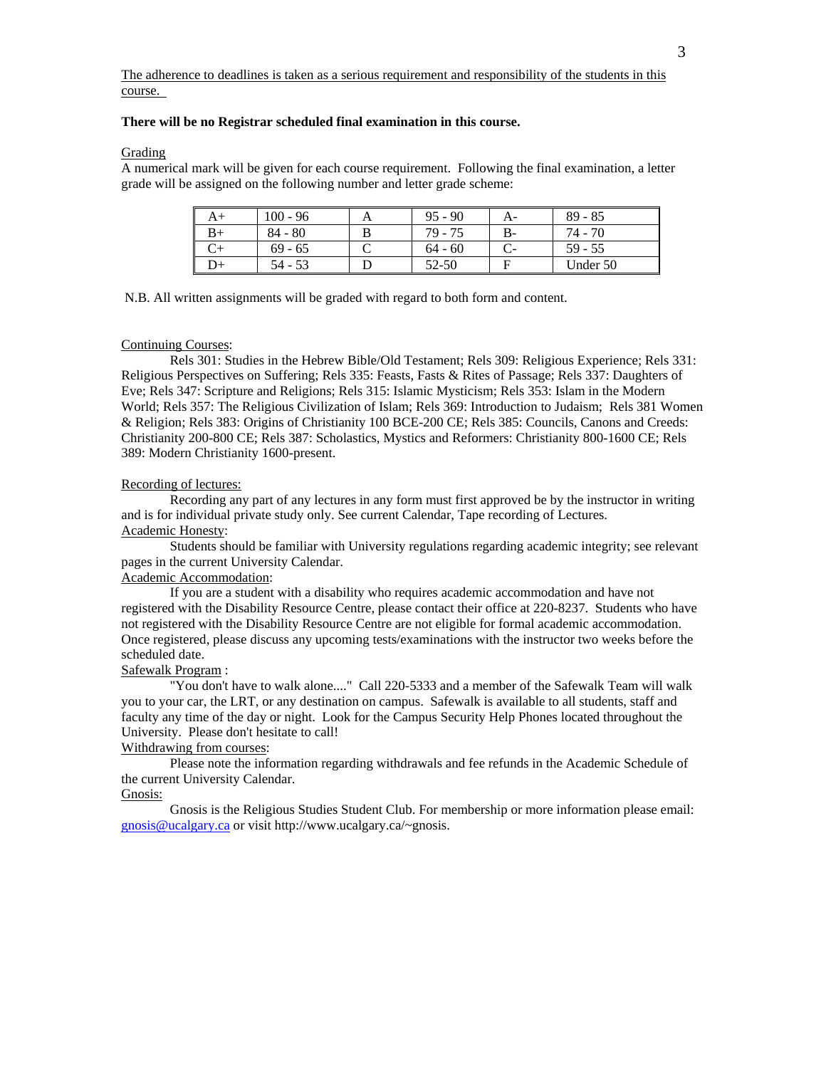The adherence to deadlines is taken as a serious requirement and responsibility of the students in this course.

**There will be no Registrar scheduled final examination in this course.**

Grading

A numerical mark will be given for each course requirement. Following the final examination, a letter grade will be assigned on the following number and letter grade scheme:

| | | | | | |
|---|---|---|---|---|---|
| A+ | 100 - 96 | A | 95 - 90 | A- | 89 - 85 |
| B+ | 84 - 80 | B | 79 - 75 | B- | 74 - 70 |
| C+ | 69 - 65 | C | 64 - 60 | C- | 59 - 55 |
| D+ | 54 - 53 | D | 52-50 | F | Under 50 |

N.B. All written assignments will be graded with regard to both form and content.

Continuing Courses:

Rels 301: Studies in the Hebrew Bible/Old Testament; Rels 309: Religious Experience; Rels 331: Religious Perspectives on Suffering; Rels 335: Feasts, Fasts & Rites of Passage; Rels 337: Daughters of Eve; Rels 347: Scripture and Religions; Rels 315: Islamic Mysticism; Rels 353: Islam in the Modern World; Rels 357: The Religious Civilization of Islam; Rels 369: Introduction to Judaism; Rels 381 Women & Religion; Rels 383: Origins of Christianity 100 BCE-200 CE; Rels 385: Councils, Canons and Creeds: Christianity 200-800 CE; Rels 387: Scholastics, Mystics and Reformers: Christianity 800-1600 CE; Rels 389: Modern Christianity 1600-present.

Recording of lectures:

Recording any part of any lectures in any form must first approved be by the instructor in writing and is for individual private study only. See current Calendar, Tape recording of Lectures.

Academic Honesty:

Students should be familiar with University regulations regarding academic integrity; see relevant pages in the current University Calendar.

Academic Accommodation:

If you are a student with a disability who requires academic accommodation and have not registered with the Disability Resource Centre, please contact their office at 220-8237. Students who have not registered with the Disability Resource Centre are not eligible for formal academic accommodation. Once registered, please discuss any upcoming tests/examinations with the instructor two weeks before the scheduled date.

Safewalk Program :

"You don't have to walk alone...." Call 220-5333 and a member of the Safewalk Team will walk you to your car, the LRT, or any destination on campus. Safewalk is available to all students, staff and faculty any time of the day or night. Look for the Campus Security Help Phones located throughout the University. Please don't hesitate to call!

Withdrawing from courses:

Please note the information regarding withdrawals and fee refunds in the Academic Schedule of the current University Calendar.

Gnosis:

Gnosis is the Religious Studies Student Club. For membership or more information please email: gnosis@ucalgary.ca or visit http://www.ucalgary.ca/~gnosis.